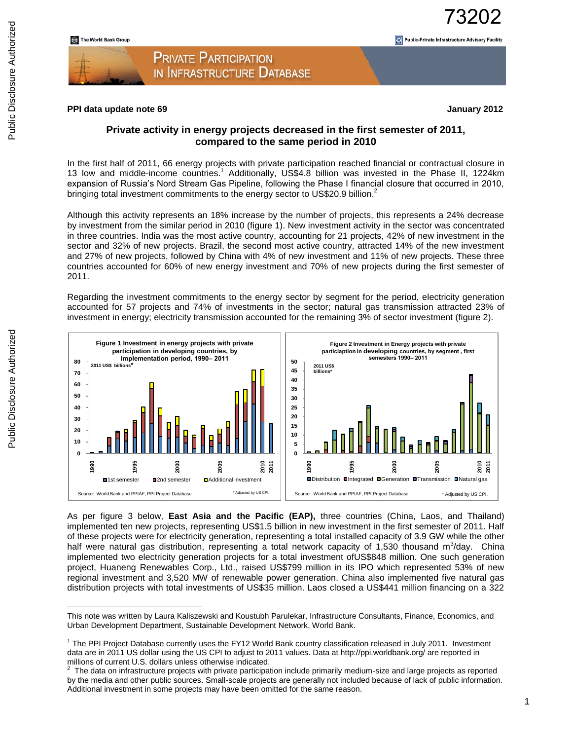# PPI data update note 69

**January 2012**

## Private activity in energy projects decreased in the first semester of 2011, compared to the same period in 2010

In the first half of 2011, 66 energy projects with private participation reached financial or contractual closure in 13 low and middle-income countries.[1] Additionally, US$4.8 billion was invested in the Phase II, 1224km expansion of Russia's Nord Stream Gas Pipeline, following the Phase I financial closure that occurred in 2010, bringing total investment commitments to the energy sector to US$20.9 billion.[2]

Although this activity represents an 18% increase by the number of projects, this represents a 24% decrease by investment from the similar period in 2010 (figure 1). New investment activity in the sector was concentrated in three countries. India was the most active country, accounting for 21 projects, 42% of new investment in the sector and 32% of new projects. Brazil, the second most active country, attracted 14% of the new investment and 27% of new projects, followed by China with 4% of new investment and 11% of new projects. These three countries accounted for 60% of new energy investment and 70% of new projects during the first semester of 2011.

Regarding the investment commitments to the energy sector by segment for the period, electricity generation accounted for 57 projects and 74% of investments in the sector; natural gas transmission attracted 23% of investment in energy; electricity transmission accounted for the remaining 3% of sector investment (figure 2).

**Figure 1 Investment in energy projects with private participation in developing countries, by implementation period, 1990– 2011**

2011 US$ billions*

Legend: 1st semester, 2nd semester, Additional investment

Source: World Bank and PPIAF, PPI Project Database. * Adjusted by US CPI.

**Figure 2 Investment in Energy projects with private particiaption in developing countries, by segment, first semesters 1990– 2011**

2011 US$ billions*

Legend: Distribution, Integrated, Generation, Transmission, Natural gas

Source: World Bank and PPIAF, PPI Project Database. * Adjusted by US CPI.

As per figure 3 below, **East Asia and the Pacific (EAP),** three countries (China, Laos, and Thailand) implemented ten new projects, representing US$1.5 billion in new investment in the first semester of 2011. Half of these projects were for electricity generation, representing a total installed capacity of 3.9 GW while the other half were natural gas distribution, representing a total network capacity of 1,530 thousand m$^3$/day. China implemented two electricity generation projects for a total investment ofUS$848 million. One such generation project, Huaneng Renewables Corp., Ltd., raised US$799 million in its IPO which represented 53% of new regional investment and 3,520 MW of renewable power generation. China also implemented five natural gas distribution projects with total investments of US$35 million. Laos closed a US$441 million financing on a 322

---

This note was written by Laura Kaliszewski and Koustubh Parulekar, Infrastructure Consultants, Finance, Economics, and Urban Development Department, Sustainable Development Network, World Bank.

[1] The PPI Project Database currently uses the FY12 World Bank country classification released in July 2011. Investment data are in 2011 US dollar using the US CPI to adjust to 2011 values. Data at http://ppi.worldbank.org/ are reported in millions of current U.S. dollars unless otherwise indicated.

[2] The data on infrastructure projects with private participation include primarily medium-size and large projects as reported by the media and other public sources. Small-scale projects are generally not included because of lack of public information. Additional investment in some projects may have been omitted for the same reason.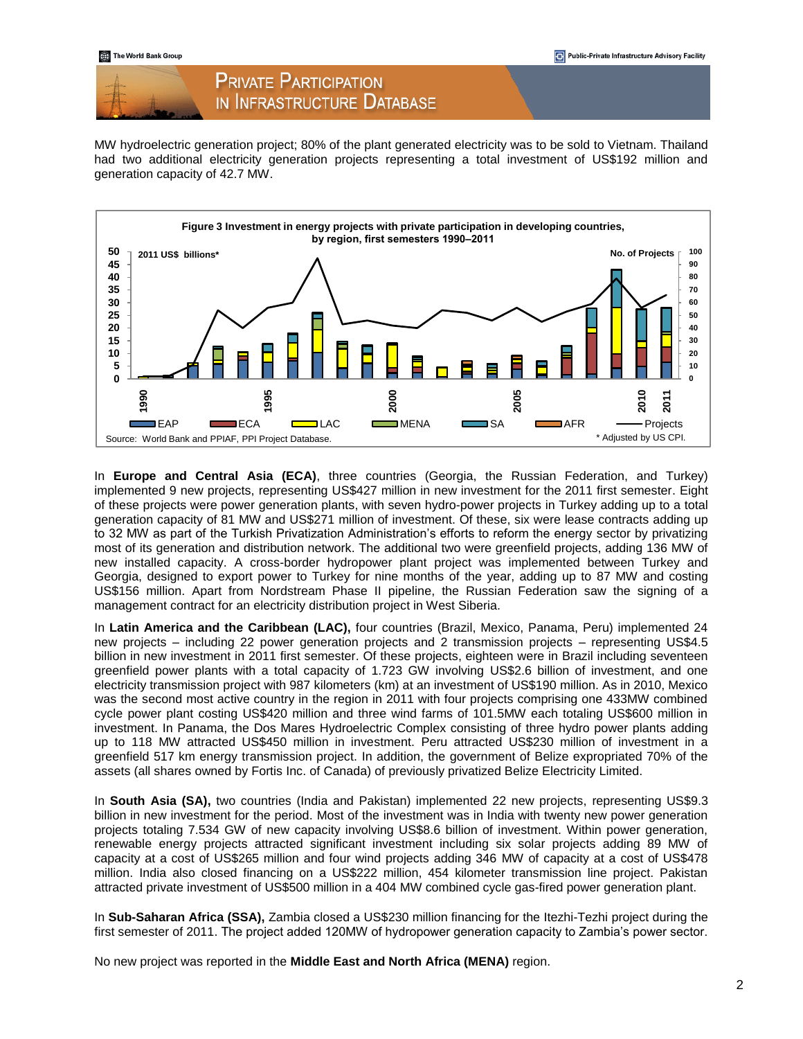MW hydroelectric generation project; 80% of the plant generated electricity was to be sold to Vietnam. Thailand had two additional electricity generation projects representing a total investment of US$192 million and generation capacity of 42.7 MW.

**Figure 3 Investment in energy projects with private participation in developing countries, by region, first semesters 1990–2011**

Source: World Bank and PPIAF, PPI Project Database. * Adjusted by US CPI.

In **Europe and Central Asia (ECA)**, three countries (Georgia, the Russian Federation, and Turkey) implemented 9 new projects, representing US$427 million in new investment for the 2011 first semester. Eight of these projects were power generation plants, with seven hydro-power projects in Turkey adding up to a total generation capacity of 81 MW and US$271 million of investment. Of these, six were lease contracts adding up to 32 MW as part of the Turkish Privatization Administration's efforts to reform the energy sector by privatizing most of its generation and distribution network. The additional two were greenfield projects, adding 136 MW of new installed capacity. A cross-border hydropower plant project was implemented between Turkey and Georgia, designed to export power to Turkey for nine months of the year, adding up to 87 MW and costing US$156 million. Apart from Nordstream Phase II pipeline, the Russian Federation saw the signing of a management contract for an electricity distribution project in West Siberia.

In **Latin America and the Caribbean (LAC),** four countries (Brazil, Mexico, Panama, Peru) implemented 24 new projects – including 22 power generation projects and 2 transmission projects – representing US$4.5 billion in new investment in 2011 first semester. Of these projects, eighteen were in Brazil including seventeen greenfield power plants with a total capacity of 1.723 GW involving US$2.6 billion of investment, and one electricity transmission project with 987 kilometers (km) at an investment of US$190 million. As in 2010, Mexico was the second most active country in the region in 2011 with four projects comprising one 433MW combined cycle power plant costing US$420 million and three wind farms of 101.5MW each totaling US$600 million in investment. In Panama, the Dos Mares Hydroelectric Complex consisting of three hydro power plants adding up to 118 MW attracted US$450 million in investment. Peru attracted US$230 million of investment in a greenfield 517 km energy transmission project. In addition, the government of Belize expropriated 70% of the assets (all shares owned by Fortis Inc. of Canada) of previously privatized Belize Electricity Limited.

In **South Asia (SA),** two countries (India and Pakistan) implemented 22 new projects, representing US$9.3 billion in new investment for the period. Most of the investment was in India with twenty new power generation projects totaling 7.534 GW of new capacity involving US$8.6 billion of investment. Within power generation, renewable energy projects attracted significant investment including six solar projects adding 89 MW of capacity at a cost of US$265 million and four wind projects adding 346 MW of capacity at a cost of US$478 million. India also closed financing on a US$222 million, 454 kilometer transmission line project. Pakistan attracted private investment of US$500 million in a 404 MW combined cycle gas-fired power generation plant.

In **Sub-Saharan Africa (SSA),** Zambia closed a US$230 million financing for the Itezhi-Tezhi project during the first semester of 2011. The project added 120MW of hydropower generation capacity to Zambia's power sector.

No new project was reported in the **Middle East and North Africa (MENA)** region.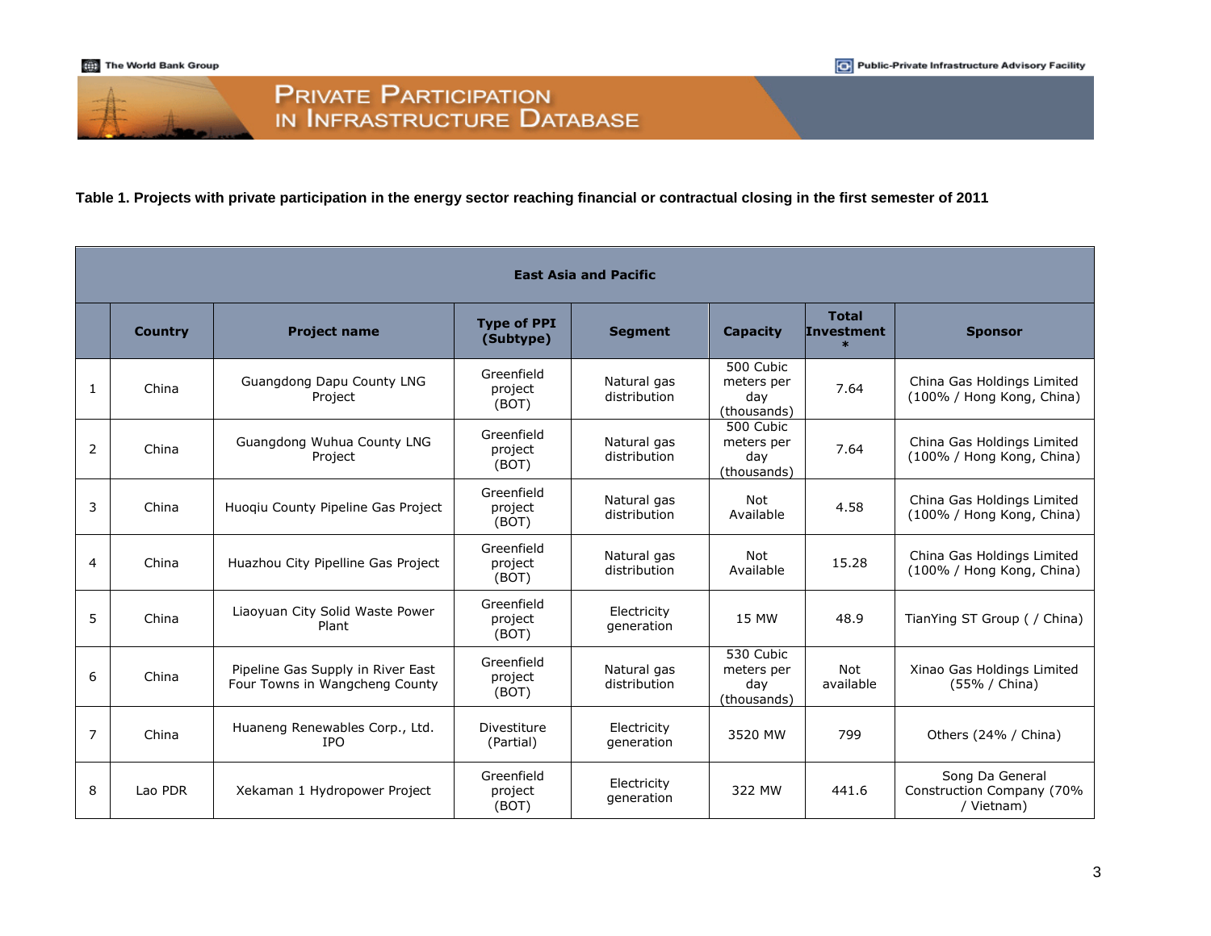**Table 1. Projects with private participation in the energy sector reaching financial or contractual closing in the first semester of 2011**

| East Asia and Pacific | | | | | | | |
|---|---|---|---|---|---|---|---|
| | **Country** | **Project name** | **Type of PPI (Subtype)** | **Segment** | **Capacity** | **Total Investment \*** | **Sponsor** |
| 1 | China | Guangdong Dapu County LNG Project | Greenfield project (BOT) | Natural gas distribution | 500 Cubic meters per day (thousands) | 7.64 | China Gas Holdings Limited (100% / Hong Kong, China) |
| 2 | China | Guangdong Wuhua County LNG Project | Greenfield project (BOT) | Natural gas distribution | 500 Cubic meters per day (thousands) | 7.64 | China Gas Holdings Limited (100% / Hong Kong, China) |
| 3 | China | Huoqiu County Pipeline Gas Project | Greenfield project (BOT) | Natural gas distribution | Not Available | 4.58 | China Gas Holdings Limited (100% / Hong Kong, China) |
| 4 | China | Huazhou City Pipelline Gas Project | Greenfield project (BOT) | Natural gas distribution | Not Available | 15.28 | China Gas Holdings Limited (100% / Hong Kong, China) |
| 5 | China | Liaoyuan City Solid Waste Power Plant | Greenfield project (BOT) | Electricity generation | 15 MW | 48.9 | TianYing ST Group ( / China) |
| 6 | China | Pipeline Gas Supply in River East Four Towns in Wangcheng County | Greenfield project (BOT) | Natural gas distribution | 530 Cubic meters per day (thousands) | Not available | Xinao Gas Holdings Limited (55% / China) |
| 7 | China | Huaneng Renewables Corp., Ltd. IPO | Divestiture (Partial) | Electricity generation | 3520 MW | 799 | Others (24% / China) |
| 8 | Lao PDR | Xekaman 1 Hydropower Project | Greenfield project (BOT) | Electricity generation | 322 MW | 441.6 | Song Da General Construction Company (70% / Vietnam) |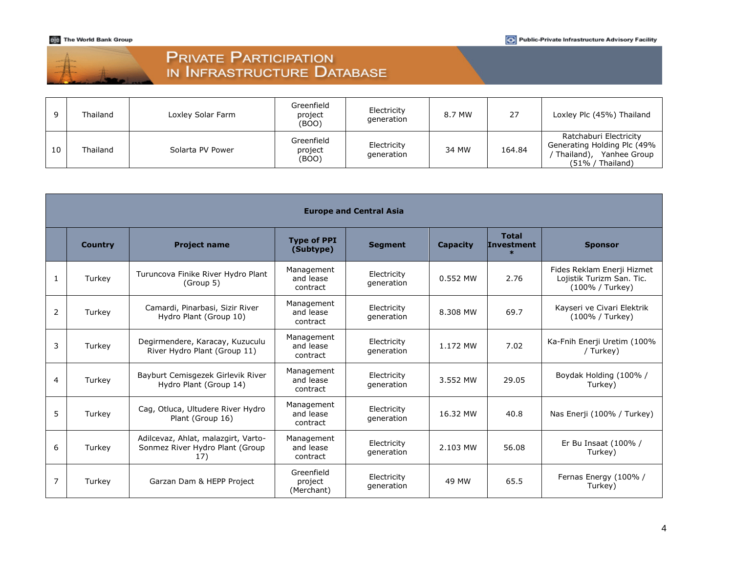| | | | | | | | |
|---|---|---|---|---|---|---|---|
| 9 | Thailand | Loxley Solar Farm | Greenfield project (BOO) | Electricity generation | 8.7 MW | 27 | Loxley Plc (45%) Thailand |
| 10 | Thailand | Solarta PV Power | Greenfield project (BOO) | Electricity generation | 34 MW | 164.84 | Ratchaburi Electricity Generating Holding Plc (49% / Thailand), Yanhee Group (51% / Thailand) |

| Europe and Central Asia | | | | | | | |
|---|---|---|---|---|---|---|---|
| | **Country** | **Project name** | **Type of PPI (Subtype)** | **Segment** | **Capacity** | **Total Investment \*** | **Sponsor** |
| 1 | Turkey | Turuncova Finike River Hydro Plant (Group 5) | Management and lease contract | Electricity generation | 0.552 MW | 2.76 | Fides Reklam Enerji Hizmet Lojistik Turizm San. Tic. (100% / Turkey) |
| 2 | Turkey | Camardi, Pinarbasi, Sizir River Hydro Plant (Group 10) | Management and lease contract | Electricity generation | 8.308 MW | 69.7 | Kayseri ve Civari Elektrik (100% / Turkey) |
| 3 | Turkey | Degirmendere, Karacay, Kuzuculu River Hydro Plant (Group 11) | Management and lease contract | Electricity generation | 1.172 MW | 7.02 | Ka-Fnih Enerji Uretim (100% / Turkey) |
| 4 | Turkey | Bayburt Cemisgezek Girlevik River Hydro Plant (Group 14) | Management and lease contract | Electricity generation | 3.552 MW | 29.05 | Boydak Holding (100% / Turkey) |
| 5 | Turkey | Cag, Otluca, Ultudere River Hydro Plant (Group 16) | Management and lease contract | Electricity generation | 16.32 MW | 40.8 | Nas Enerji (100% / Turkey) |
| 6 | Turkey | Adilcevaz, Ahlat, malazgirt, Varto-Sonmez River Hydro Plant (Group 17) | Management and lease contract | Electricity generation | 2.103 MW | 56.08 | Er Bu Insaat (100% / Turkey) |
| 7 | Turkey | Garzan Dam & HEPP Project | Greenfield project (Merchant) | Electricity generation | 49 MW | 65.5 | Fernas Energy (100% / Turkey) |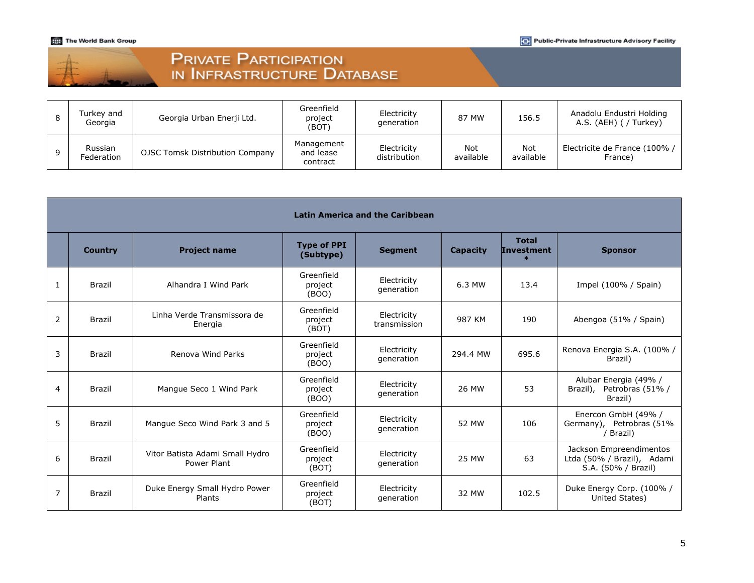| 8 | Turkey and Georgia | Georgia Urban Enerji Ltd. | Greenfield project (BOT) | Electricity generation | 87 MW | 156.5 | Anadolu Endustri Holding A.S. (AEH) ( / Turkey) |
|---|---|---|---|---|---|---|---|
| 9 | Russian Federation | OJSC Tomsk Distribution Company | Management and lease contract | Electricity distribution | Not available | Not available | Electricite de France (100% / France) |

**Latin America and the Caribbean**

| | Country | Project name | Type of PPI (Subtype) | Segment | Capacity | Total Investment * | Sponsor |
|---|---|---|---|---|---|---|---|
| 1 | Brazil | Alhandra I Wind Park | Greenfield project (BOO) | Electricity generation | 6.3 MW | 13.4 | Impel (100% / Spain) |
| 2 | Brazil | Linha Verde Transmissora de Energia | Greenfield project (BOT) | Electricity transmission | 987 KM | 190 | Abengoa (51% / Spain) |
| 3 | Brazil | Renova Wind Parks | Greenfield project (BOO) | Electricity generation | 294.4 MW | 695.6 | Renova Energia S.A. (100% / Brazil) |
| 4 | Brazil | Mangue Seco 1 Wind Park | Greenfield project (BOO) | Electricity generation | 26 MW | 53 | Alubar Energia (49% / Brazil), Petrobras (51% / Brazil) |
| 5 | Brazil | Mangue Seco Wind Park 3 and 5 | Greenfield project (BOO) | Electricity generation | 52 MW | 106 | Enercon GmbH (49% / Germany), Petrobras (51% / Brazil) |
| 6 | Brazil | Vitor Batista Adami Small Hydro Power Plant | Greenfield project (BOT) | Electricity generation | 25 MW | 63 | Jackson Empreendimentos Ltda (50% / Brazil), Adami S.A. (50% / Brazil) |
| 7 | Brazil | Duke Energy Small Hydro Power Plants | Greenfield project (BOT) | Electricity generation | 32 MW | 102.5 | Duke Energy Corp. (100% / United States) |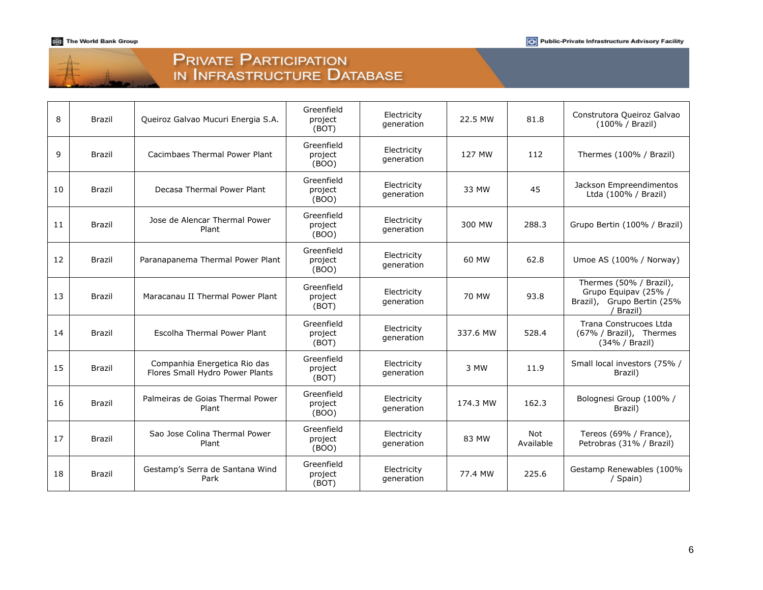| 8 | Brazil | Queiroz Galvao Mucuri Energia S.A. | Greenfield project (BOT) | Electricity generation | 22.5 MW | 81.8 | Construtora Queiroz Galvao (100% / Brazil) |
|---|---|---|---|---|---|---|---|
| 9 | Brazil | Cacimbaes Thermal Power Plant | Greenfield project (BOO) | Electricity generation | 127 MW | 112 | Thermes (100% / Brazil) |
| 10 | Brazil | Decasa Thermal Power Plant | Greenfield project (BOO) | Electricity generation | 33 MW | 45 | Jackson Empreendimentos Ltda (100% / Brazil) |
| 11 | Brazil | Jose de Alencar Thermal Power Plant | Greenfield project (BOO) | Electricity generation | 300 MW | 288.3 | Grupo Bertin (100% / Brazil) |
| 12 | Brazil | Paranapanema Thermal Power Plant | Greenfield project (BOO) | Electricity generation | 60 MW | 62.8 | Umoe AS (100% / Norway) |
| 13 | Brazil | Maracanau II Thermal Power Plant | Greenfield project (BOT) | Electricity generation | 70 MW | 93.8 | Thermes (50% / Brazil), Grupo Equipav (25% / Brazil), Grupo Bertin (25% / Brazil) |
| 14 | Brazil | Escolha Thermal Power Plant | Greenfield project (BOT) | Electricity generation | 337.6 MW | 528.4 | Trana Construcoes Ltda (67% / Brazil), Thermes (34% / Brazil) |
| 15 | Brazil | Companhia Energetica Rio das Flores Small Hydro Power Plants | Greenfield project (BOT) | Electricity generation | 3 MW | 11.9 | Small local investors (75% / Brazil) |
| 16 | Brazil | Palmeiras de Goias Thermal Power Plant | Greenfield project (BOO) | Electricity generation | 174.3 MW | 162.3 | Bolognesi Group (100% / Brazil) |
| 17 | Brazil | Sao Jose Colina Thermal Power Plant | Greenfield project (BOO) | Electricity generation | 83 MW | Not Available | Tereos (69% / France), Petrobras (31% / Brazil) |
| 18 | Brazil | Gestamp's Serra de Santana Wind Park | Greenfield project (BOT) | Electricity generation | 77.4 MW | 225.6 | Gestamp Renewables (100% / Spain) |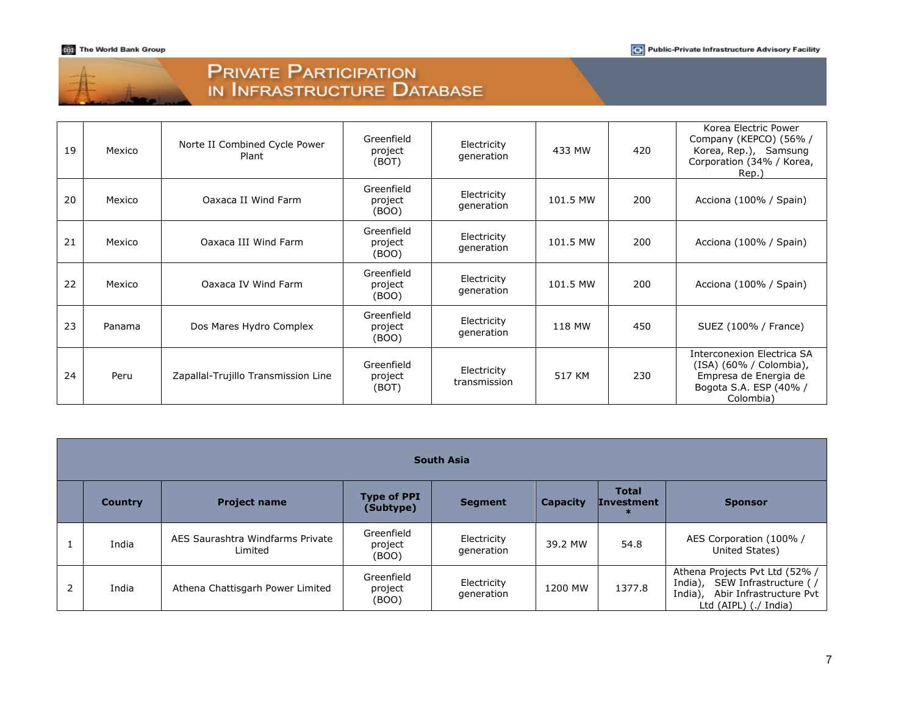| | | | | | | | |
|---|---|---|---|---|---|---|---|
| 19 | Mexico | Norte II Combined Cycle Power Plant | Greenfield project (BOT) | Electricity generation | 433 MW | 420 | Korea Electric Power Company (KEPCO) (56% / Korea, Rep.), Samsung Corporation (34% / Korea, Rep.) |
| 20 | Mexico | Oaxaca II Wind Farm | Greenfield project (BOO) | Electricity generation | 101.5 MW | 200 | Acciona (100% / Spain) |
| 21 | Mexico | Oaxaca III Wind Farm | Greenfield project (BOO) | Electricity generation | 101.5 MW | 200 | Acciona (100% / Spain) |
| 22 | Mexico | Oaxaca IV Wind Farm | Greenfield project (BOO) | Electricity generation | 101.5 MW | 200 | Acciona (100% / Spain) |
| 23 | Panama | Dos Mares Hydro Complex | Greenfield project (BOO) | Electricity generation | 118 MW | 450 | SUEZ (100% / France) |
| 24 | Peru | Zapallal-Trujillo Transmission Line | Greenfield project (BOT) | Electricity transmission | 517 KM | 230 | Interconexion Electrica SA (ISA) (60% / Colombia), Empresa de Energia de Bogota S.A. ESP (40% / Colombia) |

**South Asia**

| | Country | Project name | Type of PPI (Subtype) | Segment | Capacity | Total Investment * | Sponsor |
|---|---|---|---|---|---|---|---|
| 1 | India | AES Saurashtra Windfarms Private Limited | Greenfield project (BOO) | Electricity generation | 39.2 MW | 54.8 | AES Corporation (100% / United States) |
| 2 | India | Athena Chattisgarh Power Limited | Greenfield project (BOO) | Electricity generation | 1200 MW | 1377.8 | Athena Projects Pvt Ltd (52% / India), SEW Infrastructure ( / India), Abir Infrastructure Pvt Ltd (AIPL) (./ India) |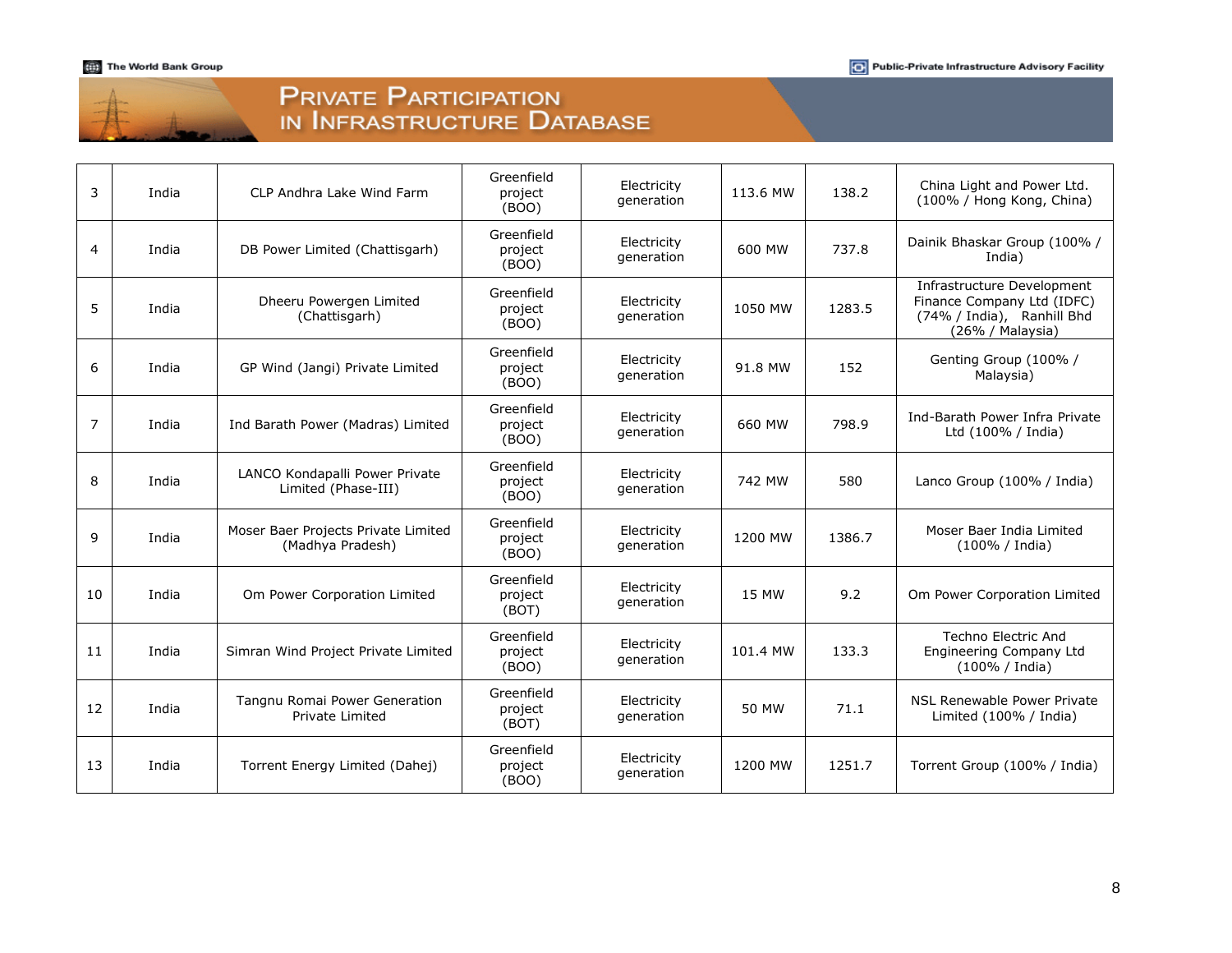| 3 | India | CLP Andhra Lake Wind Farm | Greenfield project (BOO) | Electricity generation | 113.6 MW | 138.2 | China Light and Power Ltd. (100% / Hong Kong, China) |
|---|---|---|---|---|---|---|---|
| 4 | India | DB Power Limited (Chattisgarh) | Greenfield project (BOO) | Electricity generation | 600 MW | 737.8 | Dainik Bhaskar Group (100% / India) |
| 5 | India | Dheeru Powergen Limited (Chattisgarh) | Greenfield project (BOO) | Electricity generation | 1050 MW | 1283.5 | Infrastructure Development Finance Company Ltd (IDFC) (74% / India), Ranhill Bhd (26% / Malaysia) |
| 6 | India | GP Wind (Jangi) Private Limited | Greenfield project (BOO) | Electricity generation | 91.8 MW | 152 | Genting Group (100% / Malaysia) |
| 7 | India | Ind Barath Power (Madras) Limited | Greenfield project (BOO) | Electricity generation | 660 MW | 798.9 | Ind-Barath Power Infra Private Ltd (100% / India) |
| 8 | India | LANCO Kondapalli Power Private Limited (Phase-III) | Greenfield project (BOO) | Electricity generation | 742 MW | 580 | Lanco Group (100% / India) |
| 9 | India | Moser Baer Projects Private Limited (Madhya Pradesh) | Greenfield project (BOO) | Electricity generation | 1200 MW | 1386.7 | Moser Baer India Limited (100% / India) |
| 10 | India | Om Power Corporation Limited | Greenfield project (BOT) | Electricity generation | 15 MW | 9.2 | Om Power Corporation Limited |
| 11 | India | Simran Wind Project Private Limited | Greenfield project (BOO) | Electricity generation | 101.4 MW | 133.3 | Techno Electric And Engineering Company Ltd (100% / India) |
| 12 | India | Tangnu Romai Power Generation Private Limited | Greenfield project (BOT) | Electricity generation | 50 MW | 71.1 | NSL Renewable Power Private Limited (100% / India) |
| 13 | India | Torrent Energy Limited (Dahej) | Greenfield project (BOO) | Electricity generation | 1200 MW | 1251.7 | Torrent Group (100% / India) |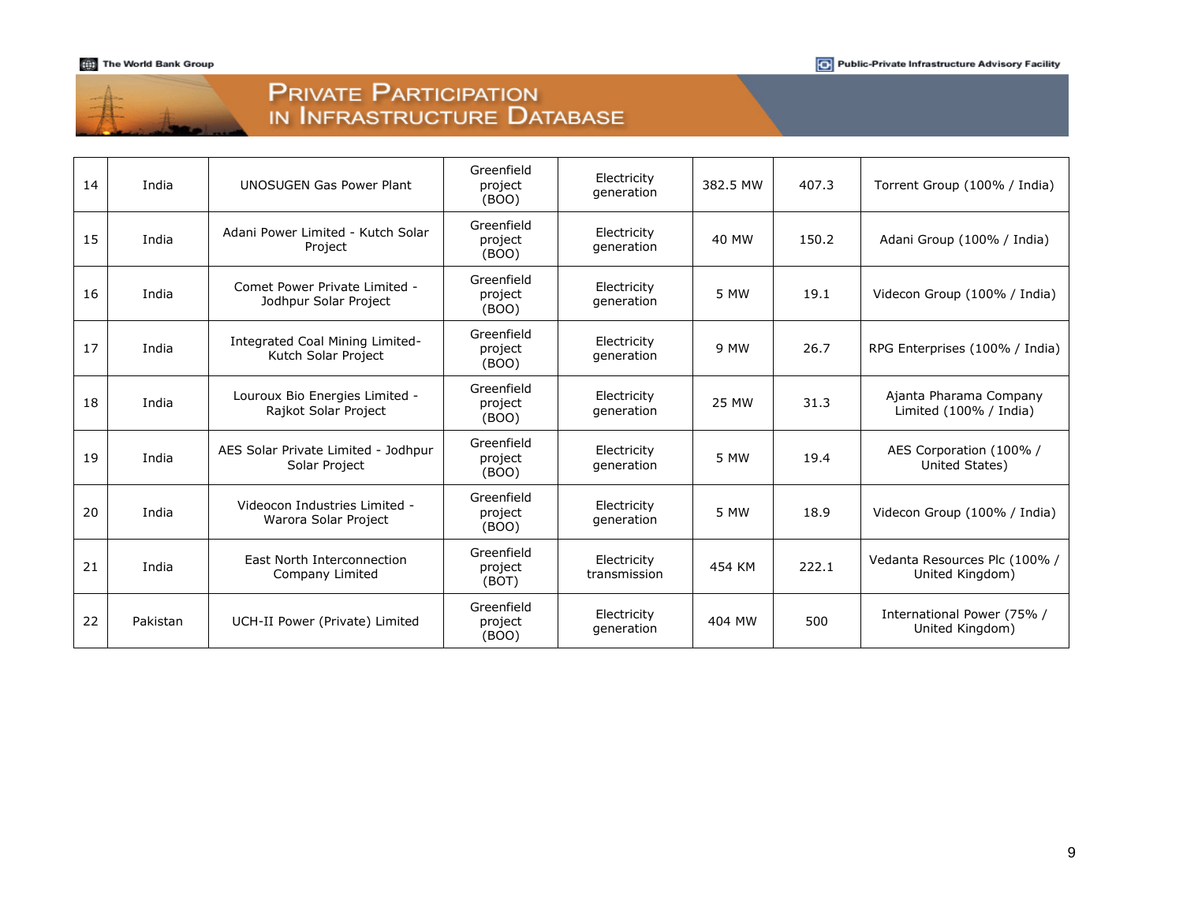| 14 | India | UNOSUGEN Gas Power Plant | Greenfield project (BOO) | Electricity generation | 382.5 MW | 407.3 | Torrent Group (100% / India) |
|---|---|---|---|---|---|---|---|
| 15 | India | Adani Power Limited - Kutch Solar Project | Greenfield project (BOO) | Electricity generation | 40 MW | 150.2 | Adani Group (100% / India) |
| 16 | India | Comet Power Private Limited - Jodhpur Solar Project | Greenfield project (BOO) | Electricity generation | 5 MW | 19.1 | Videcon Group (100% / India) |
| 17 | India | Integrated Coal Mining Limited- Kutch Solar Project | Greenfield project (BOO) | Electricity generation | 9 MW | 26.7 | RPG Enterprises (100% / India) |
| 18 | India | Louroux Bio Energies Limited - Rajkot Solar Project | Greenfield project (BOO) | Electricity generation | 25 MW | 31.3 | Ajanta Pharama Company Limited (100% / India) |
| 19 | India | AES Solar Private Limited - Jodhpur Solar Project | Greenfield project (BOO) | Electricity generation | 5 MW | 19.4 | AES Corporation (100% / United States) |
| 20 | India | Videocon Industries Limited - Warora Solar Project | Greenfield project (BOO) | Electricity generation | 5 MW | 18.9 | Videcon Group (100% / India) |
| 21 | India | East North Interconnection Company Limited | Greenfield project (BOT) | Electricity transmission | 454 KM | 222.1 | Vedanta Resources Plc (100% / United Kingdom) |
| 22 | Pakistan | UCH-II Power (Private) Limited | Greenfield project (BOO) | Electricity generation | 404 MW | 500 | International Power (75% / United Kingdom) |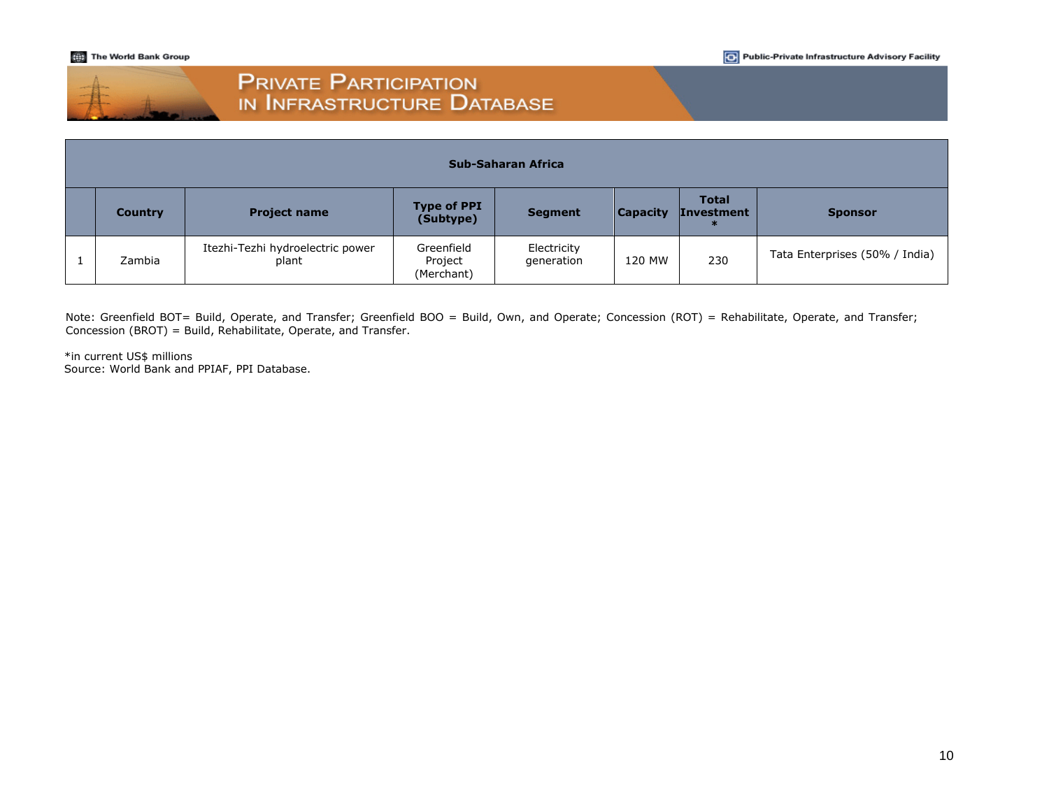# Private Participation in Infrastructure Database

| Sub-Saharan Africa | | | | | | | |
|---|---|---|---|---|---|---|---|
| | **Country** | **Project name** | **Type of PPI (Subtype)** | **Segment** | **Capacity** | **Total Investment** * | **Sponsor** |
| 1 | Zambia | Itezhi-Tezhi hydroelectric power plant | Greenfield Project (Merchant) | Electricity generation | 120 MW | 230 | Tata Enterprises (50% / India) |

Note: Greenfield BOT= Build, Operate, and Transfer; Greenfield BOO = Build, Own, and Operate; Concession (ROT) = Rehabilitate, Operate, and Transfer; Concession (BROT) = Build, Rehabilitate, Operate, and Transfer.

*in current US$ millions
Source: World Bank and PPIAF, PPI Database.